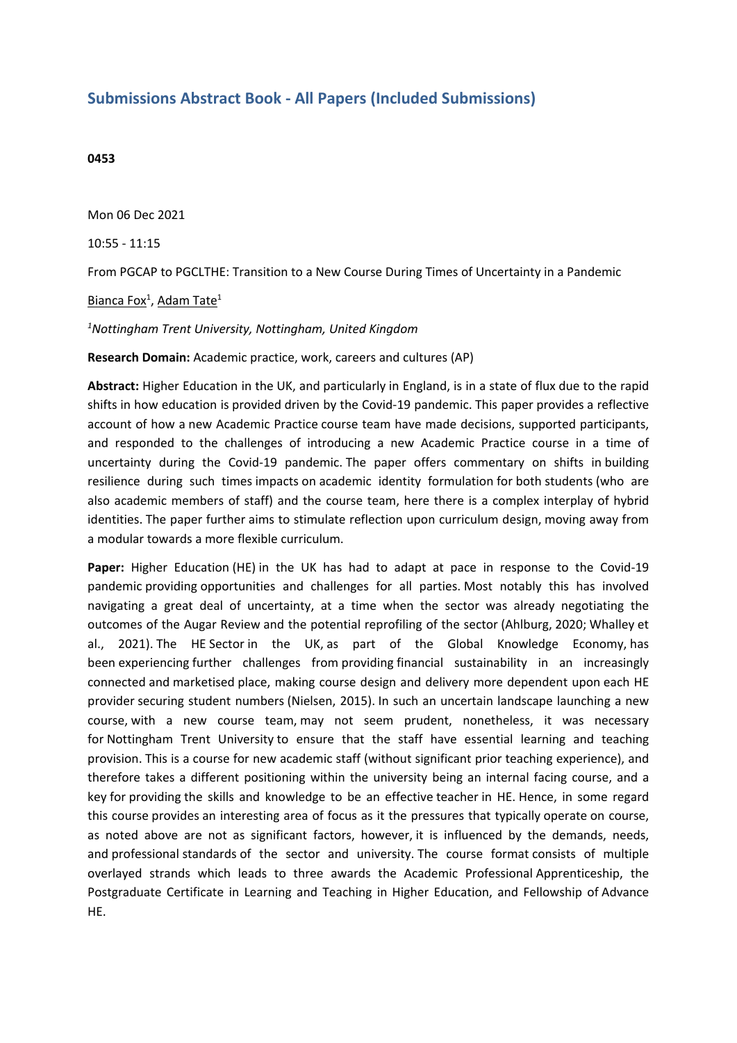## Submissions Abstract Book - All Papers (Included Submissions)

**0453**

Mon 06 Dec 2021

10:55 - 11:15

From PGCAP to PGCLTHE: Transition to a New Course During Times of Uncertainty in a Pandemic

Bianca Fox[1], Adam Tate[1]

*[1]Nottingham Trent University, Nottingham, United Kingdom*

**Research Domain:** Academic practice, work, careers and cultures (AP)

**Abstract:** Higher Education in the UK, and particularly in England, is in a state of flux due to the rapid shifts in how education is provided driven by the Covid-19 pandemic. This paper provides a reflective account of how a new Academic Practice course team have made decisions, supported participants, and responded to the challenges of introducing a new Academic Practice course in a time of uncertainty during the Covid-19 pandemic. The paper offers commentary on shifts in building resilience during such times impacts on academic identity formulation for both students (who are also academic members of staff) and the course team, here there is a complex interplay of hybrid identities. The paper further aims to stimulate reflection upon curriculum design, moving away from a modular towards a more flexible curriculum.

**Paper:** Higher Education (HE) in the UK has had to adapt at pace in response to the Covid-19 pandemic providing opportunities and challenges for all parties. Most notably this has involved navigating a great deal of uncertainty, at a time when the sector was already negotiating the outcomes of the Augar Review and the potential reprofiling of the sector (Ahlburg, 2020; Whalley et al., 2021). The HE Sector in the UK, as part of the Global Knowledge Economy, has been experiencing further challenges from providing financial sustainability in an increasingly connected and marketised place, making course design and delivery more dependent upon each HE provider securing student numbers (Nielsen, 2015). In such an uncertain landscape launching a new course, with a new course team, may not seem prudent, nonetheless, it was necessary for Nottingham Trent University to ensure that the staff have essential learning and teaching provision. This is a course for new academic staff (without significant prior teaching experience), and therefore takes a different positioning within the university being an internal facing course, and a key for providing the skills and knowledge to be an effective teacher in HE. Hence, in some regard this course provides an interesting area of focus as it the pressures that typically operate on course, as noted above are not as significant factors, however, it is influenced by the demands, needs, and professional standards of the sector and university. The course format consists of multiple overlayed strands which leads to three awards the Academic Professional Apprenticeship, the Postgraduate Certificate in Learning and Teaching in Higher Education, and Fellowship of Advance HE.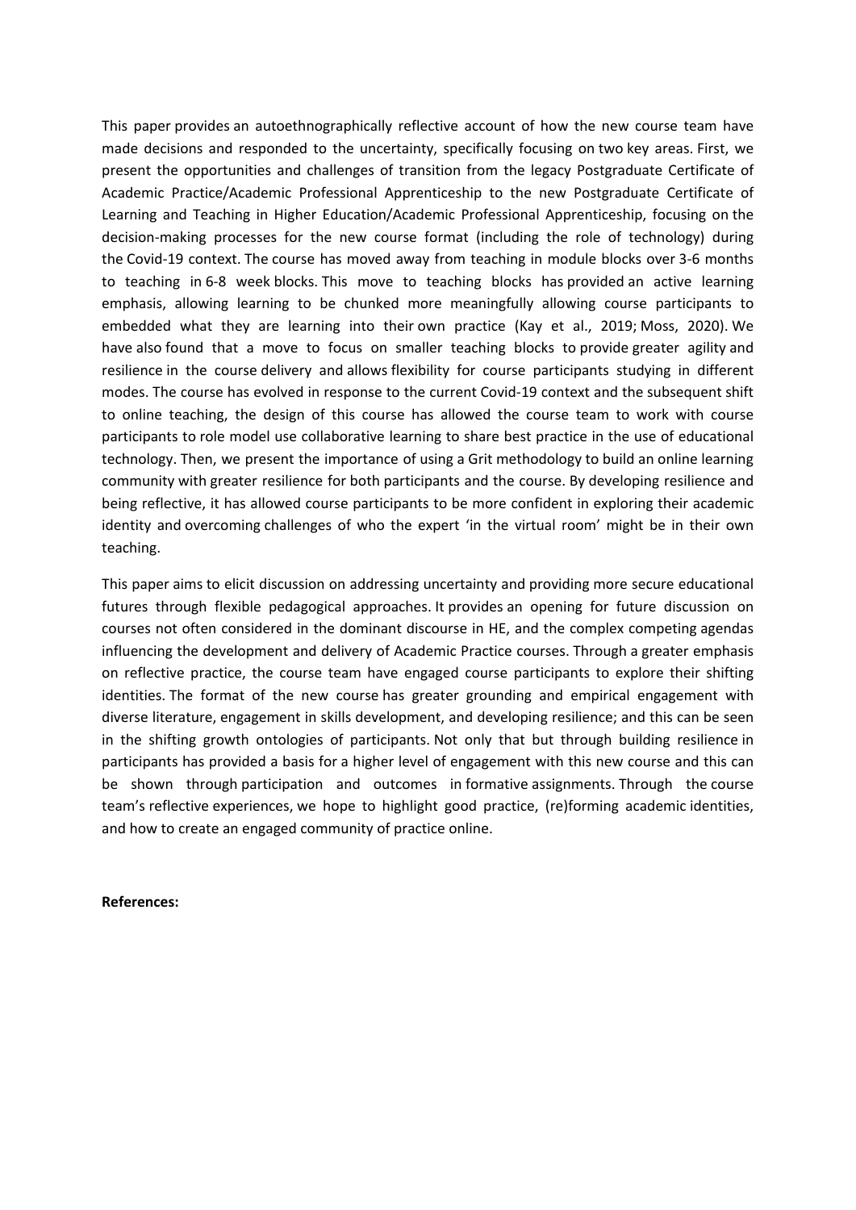This paper provides an autoethnographically reflective account of how the new course team have made decisions and responded to the uncertainty, specifically focusing on two key areas. First, we present the opportunities and challenges of transition from the legacy Postgraduate Certificate of Academic Practice/Academic Professional Apprenticeship to the new Postgraduate Certificate of Learning and Teaching in Higher Education/Academic Professional Apprenticeship, focusing on the decision-making processes for the new course format (including the role of technology) during the Covid-19 context. The course has moved away from teaching in module blocks over 3-6 months to teaching in 6-8 week blocks. This move to teaching blocks has provided an active learning emphasis, allowing learning to be chunked more meaningfully allowing course participants to embedded what they are learning into their own practice (Kay et al., 2019; Moss, 2020). We have also found that a move to focus on smaller teaching blocks to provide greater agility and resilience in the course delivery and allows flexibility for course participants studying in different modes. The course has evolved in response to the current Covid-19 context and the subsequent shift to online teaching, the design of this course has allowed the course team to work with course participants to role model use collaborative learning to share best practice in the use of educational technology. Then, we present the importance of using a Grit methodology to build an online learning community with greater resilience for both participants and the course. By developing resilience and being reflective, it has allowed course participants to be more confident in exploring their academic identity and overcoming challenges of who the expert 'in the virtual room' might be in their own teaching.

This paper aims to elicit discussion on addressing uncertainty and providing more secure educational futures through flexible pedagogical approaches. It provides an opening for future discussion on courses not often considered in the dominant discourse in HE, and the complex competing agendas influencing the development and delivery of Academic Practice courses. Through a greater emphasis on reflective practice, the course team have engaged course participants to explore their shifting identities. The format of the new course has greater grounding and empirical engagement with diverse literature, engagement in skills development, and developing resilience; and this can be seen in the shifting growth ontologies of participants. Not only that but through building resilience in participants has provided a basis for a higher level of engagement with this new course and this can be shown through participation and outcomes in formative assignments. Through the course team's reflective experiences, we hope to highlight good practice, (re)forming academic identities, and how to create an engaged community of practice online.

**References:**